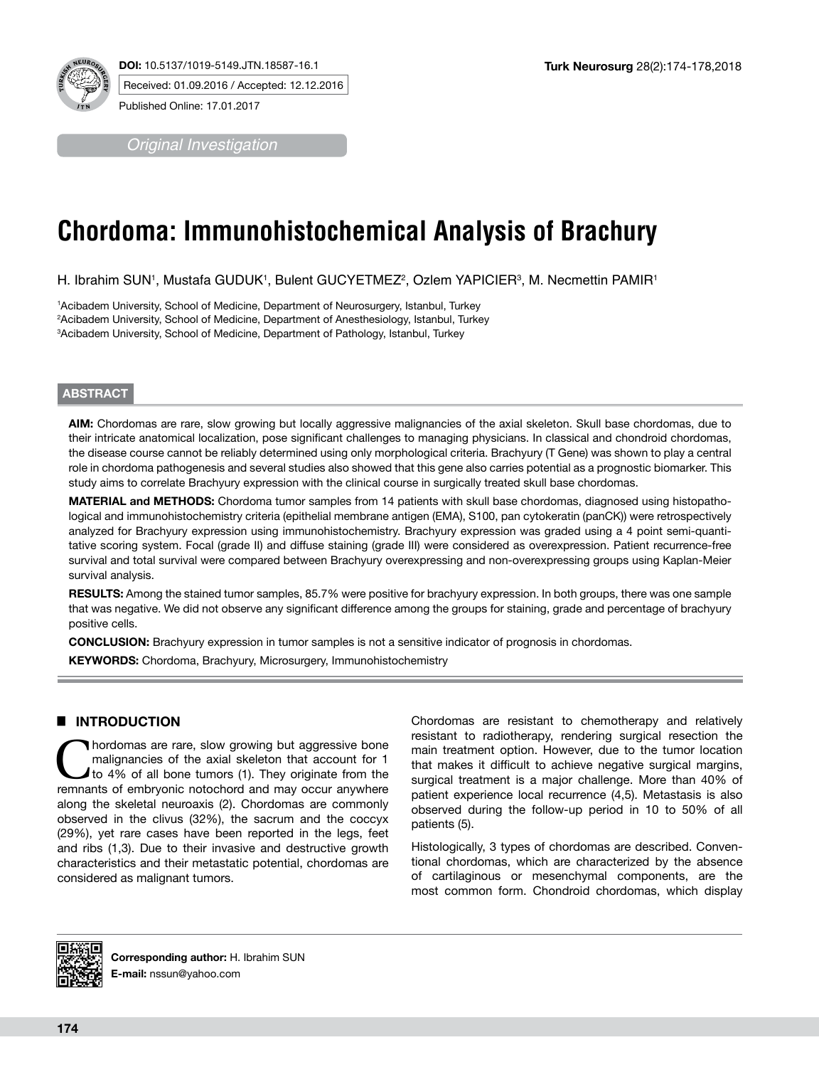DOI: 10.5137/1019-5149.JTN.18587-16.1

Received: 01.09.2016 / Accepted: 12.12.2016

Published Online: 17.01.2017

*Original Investigation*

# Chordoma: Immunohistochemical Analysis of Brachury

H. Ibrahim SUN[1], Mustafa GUDUK[1], Bulent GUCYETMEZ[2], Ozlem YAPICIER[3], M. Necmettin PAMIR[1]

[1]Acibadem University, School of Medicine, Department of Neurosurgery, Istanbul, Turkey
[2]Acibadem University, School of Medicine, Department of Anesthesiology, Istanbul, Turkey
[3]Acibadem University, School of Medicine, Department of Pathology, Istanbul, Turkey

## ABSTRACT

**AIM:** Chordomas are rare, slow growing but locally aggressive malignancies of the axial skeleton. Skull base chordomas, due to their intricate anatomical localization, pose significant challenges to managing physicians. In classical and chondroid chordomas, the disease course cannot be reliably determined using only morphological criteria. Brachyury (T Gene) was shown to play a central role in chordoma pathogenesis and several studies also showed that this gene also carries potential as a prognostic biomarker. This study aims to correlate Brachyury expression with the clinical course in surgically treated skull base chordomas.

**MATERIAL and METHODS:** Chordoma tumor samples from 14 patients with skull base chordomas, diagnosed using histopathological and immunohistochemistry criteria (epithelial membrane antigen (EMA), S100, pan cytokeratin (panCK)) were retrospectively analyzed for Brachyury expression using immunohistochemistry. Brachyury expression was graded using a 4 point semi-quantitative scoring system. Focal (grade II) and diffuse staining (grade III) were considered as overexpression. Patient recurrence-free survival and total survival were compared between Brachyury overexpressing and non-overexpressing groups using Kaplan-Meier survival analysis.

**RESULTS:** Among the stained tumor samples, 85.7% were positive for brachyury expression. In both groups, there was one sample that was negative. We did not observe any significant difference among the groups for staining, grade and percentage of brachyury positive cells.

**CONCLUSION:** Brachyury expression in tumor samples is not a sensitive indicator of prognosis in chordomas.

**KEYWORDS:** Chordoma, Brachyury, Microsurgery, Immunohistochemistry

## INTRODUCTION

Chordomas are rare, slow growing but aggressive bone malignancies of the axial skeleton that account for 1 to 4% of all bone tumors (1). They originate from the remnants of embryonic notochord and may occur anywhere along the skeletal neuroaxis (2). Chordomas are commonly observed in the clivus (32%), the sacrum and the coccyx (29%), yet rare cases have been reported in the legs, feet and ribs (1,3). Due to their invasive and destructive growth characteristics and their metastatic potential, chordomas are considered as malignant tumors.

Chordomas are resistant to chemotherapy and relatively resistant to radiotherapy, rendering surgical resection the main treatment option. However, due to the tumor location that makes it difficult to achieve negative surgical margins, surgical treatment is a major challenge. More than 40% of patient experience local recurrence (4,5). Metastasis is also observed during the follow-up period in 10 to 50% of all patients (5).

Histologically, 3 types of chordomas are described. Conventional chordomas, which are characterized by the absence of cartilaginous or mesenchymal components, are the most common form. Chondroid chordomas, which display

**Corresponding author:** H. Ibrahim SUN
**E-mail:** nssun@yahoo.com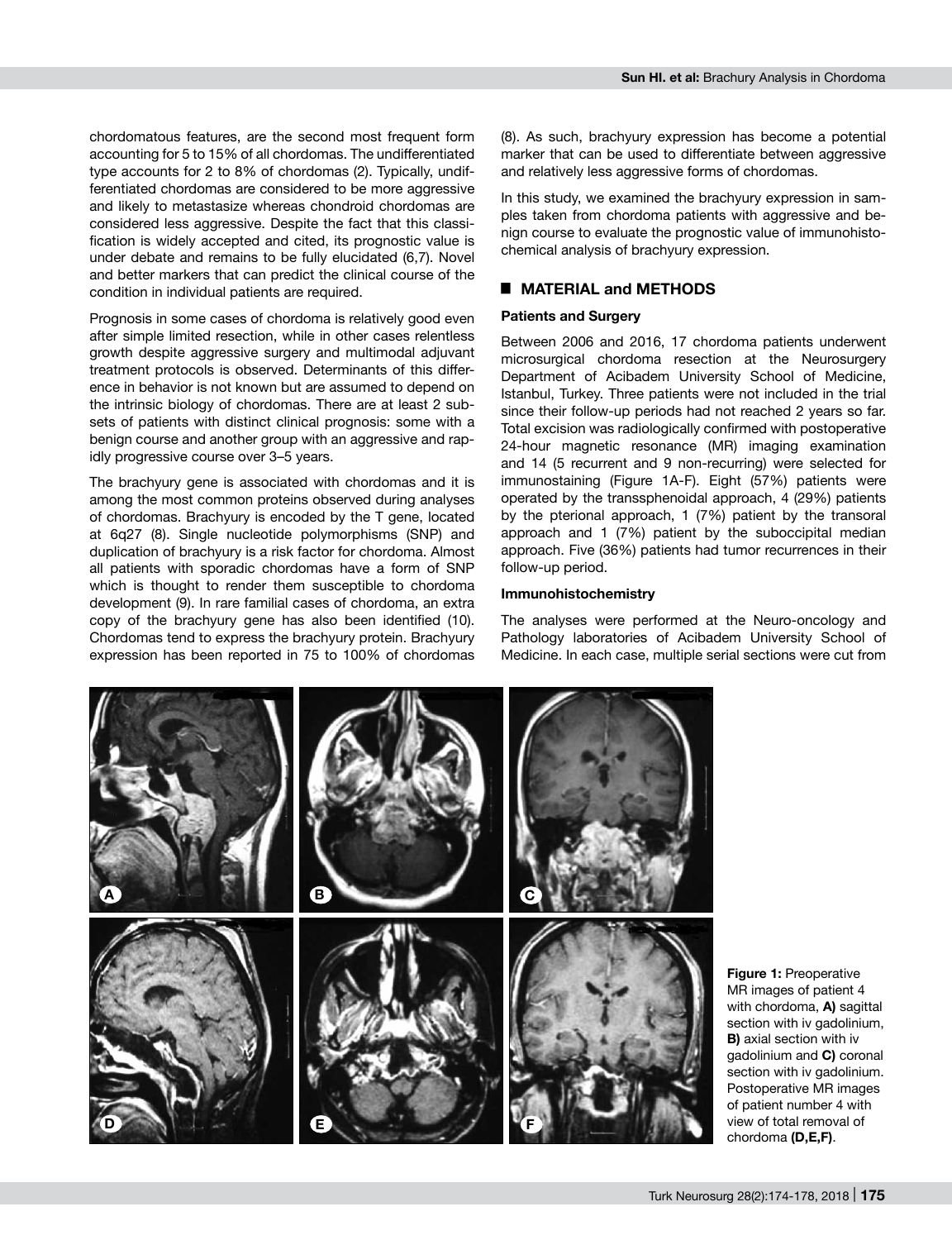chordomatous features, are the second most frequent form accounting for 5 to 15% of all chordomas. The undifferentiated type accounts for 2 to 8% of chordomas (2). Typically, undifferentiated chordomas are considered to be more aggressive and likely to metastasize whereas chondroid chordomas are considered less aggressive. Despite the fact that this classification is widely accepted and cited, its prognostic value is under debate and remains to be fully elucidated (6,7). Novel and better markers that can predict the clinical course of the condition in individual patients are required.

Prognosis in some cases of chordoma is relatively good even after simple limited resection, while in other cases relentless growth despite aggressive surgery and multimodal adjuvant treatment protocols is observed. Determinants of this difference in behavior is not known but are assumed to depend on the intrinsic biology of chordomas. There are at least 2 subsets of patients with distinct clinical prognosis: some with a benign course and another group with an aggressive and rapidly progressive course over 3–5 years.

The brachyury gene is associated with chordomas and it is among the most common proteins observed during analyses of chordomas. Brachyury is encoded by the T gene, located at 6q27 (8). Single nucleotide polymorphisms (SNP) and duplication of brachyury is a risk factor for chordoma. Almost all patients with sporadic chordomas have a form of SNP which is thought to render them susceptible to chordoma development (9). In rare familial cases of chordoma, an extra copy of the brachyury gene has also been identified (10). Chordomas tend to express the brachyury protein. Brachyury expression has been reported in 75 to 100% of chordomas (8). As such, brachyury expression has become a potential marker that can be used to differentiate between aggressive and relatively less aggressive forms of chordomas.

In this study, we examined the brachyury expression in samples taken from chordoma patients with aggressive and benign course to evaluate the prognostic value of immunohistochemical analysis of brachyury expression.

## MATERIAL and METHODS

### Patients and Surgery

Between 2006 and 2016, 17 chordoma patients underwent microsurgical chordoma resection at the Neurosurgery Department of Acibadem University School of Medicine, Istanbul, Turkey. Three patients were not included in the trial since their follow-up periods had not reached 2 years so far. Total excision was radiologically confirmed with postoperative 24-hour magnetic resonance (MR) imaging examination and 14 (5 recurrent and 9 non-recurring) were selected for immunostaining (Figure 1A-F). Eight (57%) patients were operated by the transsphenoidal approach, 4 (29%) patients by the pterional approach, 1 (7%) patient by the transoral approach and 1 (7%) patient by the suboccipital median approach. Five (36%) patients had tumor recurrences in their follow-up period.

### Immunohistochemistry

The analyses were performed at the Neuro-oncology and Pathology laboratories of Acibadem University School of Medicine. In each case, multiple serial sections were cut from

**Figure 1:** Preoperative MR images of patient 4 with chordoma, **A)** sagittal section with iv gadolinium, **B)** axial section with iv gadolinium and **C)** coronal section with iv gadolinium. Postoperative MR images of patient number 4 with view of total removal of chordoma **(D,E,F)**.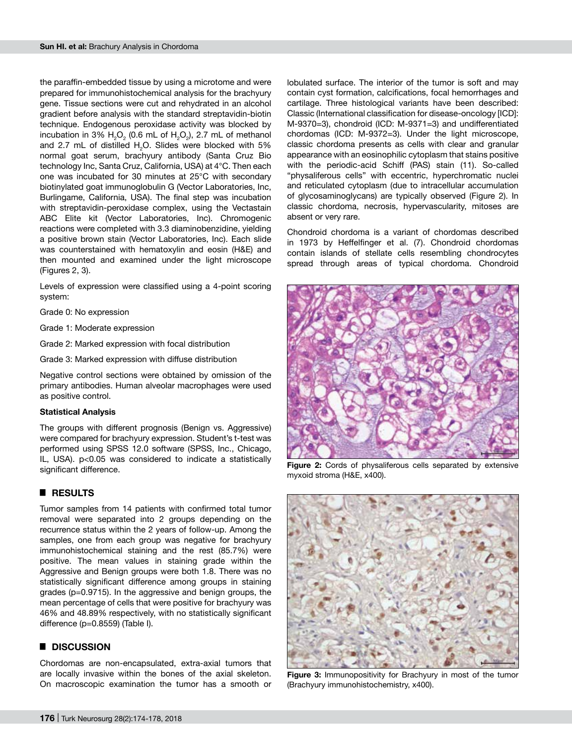the paraffin-embedded tissue by using a microtome and were prepared for immunohistochemical analysis for the brachyury gene. Tissue sections were cut and rehydrated in an alcohol gradient before analysis with the standard streptavidin-biotin technique. Endogenous peroxidase activity was blocked by incubation in 3% $H_2O_2$ (0.6 mL of $H_2O_2$), 2.7 mL of methanol and 2.7 mL of distilled $H_2O$. Slides were blocked with 5% normal goat serum, brachyury antibody (Santa Cruz Bio technology Inc, Santa Cruz, California, USA) at 4°C. Then each one was incubated for 30 minutes at 25°C with secondary biotinylated goat immunoglobulin G (Vector Laboratories, Inc, Burlingame, California, USA). The final step was incubation with streptavidin-peroxidase complex, using the Vectastain ABC Elite kit (Vector Laboratories, Inc). Chromogenic reactions were completed with 3.3 diaminobenzidine, yielding a positive brown stain (Vector Laboratories, Inc). Each slide was counterstained with hematoxylin and eosin (H&E) and then mounted and examined under the light microscope (Figures 2, 3).

Levels of expression were classified using a 4-point scoring system:

Grade 0: No expression

Grade 1: Moderate expression

Grade 2: Marked expression with focal distribution

Grade 3: Marked expression with diffuse distribution

Negative control sections were obtained by omission of the primary antibodies. Human alveolar macrophages were used as positive control.

**Statistical Analysis**

The groups with different prognosis (Benign vs. Aggressive) were compared for brachyury expression. Student's t-test was performed using SPSS 12.0 software (SPSS, Inc., Chicago, IL, USA). $p<0.05$ was considered to indicate a statistically significant difference.

## RESULTS

Tumor samples from 14 patients with confirmed total tumor removal were separated into 2 groups depending on the recurrence status within the 2 years of follow-up. Among the samples, one from each group was negative for brachyury immunohistochemical staining and the rest (85.7%) were positive. The mean values in staining grade within the Aggressive and Benign groups were both 1.8. There was no statistically significant difference among groups in staining grades ($p=0.9715$). In the aggressive and benign groups, the mean percentage of cells that were positive for brachyury was 46% and 48.89% respectively, with no statistically significant difference ($p=0.8559$) (Table I).

## DISCUSSION

Chordomas are non-encapsulated, extra-axial tumors that are locally invasive within the bones of the axial skeleton. On macroscopic examination the tumor has a smooth or lobulated surface. The interior of the tumor is soft and may contain cyst formation, calcifications, focal hemorrhages and cartilage. Three histological variants have been described: Classic (International classification for disease-oncology [ICD]: M-9370=3), chondroid (ICD: M-9371=3) and undifferentiated chordomas (ICD: M-9372=3). Under the light microscope, classic chordoma presents as cells with clear and granular appearance with an eosinophilic cytoplasm that stains positive with the periodic-acid Schiff (PAS) stain (11). So-called "physaliferous cells" with eccentric, hyperchromatic nuclei and reticulated cytoplasm (due to intracellular accumulation of glycosaminoglycans) are typically observed (Figure 2). In classic chordoma, necrosis, hypervascularity, mitoses are absent or very rare.

Chondroid chordoma is a variant of chordomas described in 1973 by Heffelfinger et al. (7). Chondroid chordomas contain islands of stellate cells resembling chondrocytes spread through areas of typical chordoma. Chondroid

**Figure 2:** Cords of physaliferous cells separated by extensive myxoid stroma (H&E, x400).

**Figure 3:** Immunopositivity for Brachyury in most of the tumor (Brachyury immunohistochemistry, x400).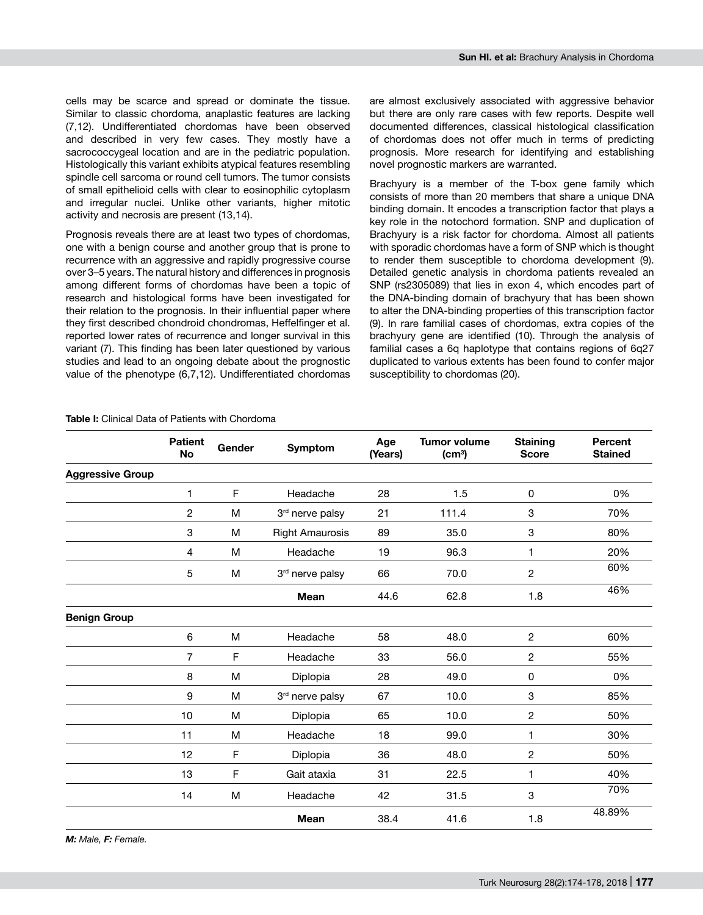cells may be scarce and spread or dominate the tissue. Similar to classic chordoma, anaplastic features are lacking (7,12). Undifferentiated chordomas have been observed and described in very few cases. They mostly have a sacrococcygeal location and are in the pediatric population. Histologically this variant exhibits atypical features resembling spindle cell sarcoma or round cell tumors. The tumor consists of small epithelioid cells with clear to eosinophilic cytoplasm and irregular nuclei. Unlike other variants, higher mitotic activity and necrosis are present (13,14).

Prognosis reveals there are at least two types of chordomas, one with a benign course and another group that is prone to recurrence with an aggressive and rapidly progressive course over 3–5 years. The natural history and differences in prognosis among different forms of chordomas have been a topic of research and histological forms have been investigated for their relation to the prognosis. In their influential paper where they first described chondroid chondromas, Heffelfinger et al. reported lower rates of recurrence and longer survival in this variant (7). This finding has been later questioned by various studies and lead to an ongoing debate about the prognostic value of the phenotype (6,7,12). Undifferentiated chordomas are almost exclusively associated with aggressive behavior but there are only rare cases with few reports. Despite well documented differences, classical histological classification of chordomas does not offer much in terms of predicting prognosis. More research for identifying and establishing novel prognostic markers are warranted.

Brachyury is a member of the T-box gene family which consists of more than 20 members that share a unique DNA binding domain. It encodes a transcription factor that plays a key role in the notochord formation. SNP and duplication of Brachyury is a risk factor for chordoma. Almost all patients with sporadic chordomas have a form of SNP which is thought to render them susceptible to chordoma development (9). Detailed genetic analysis in chordoma patients revealed an SNP (rs2305089) that lies in exon 4, which encodes part of the DNA-binding domain of brachyury that has been shown to alter the DNA-binding properties of this transcription factor (9). In rare familial cases of chordomas, extra copies of the brachyury gene are identified (10). Through the analysis of familial cases a 6q haplotype that contains regions of 6q27 duplicated to various extents has been found to confer major susceptibility to chordomas (20).

**Table I:** Clinical Data of Patients with Chordoma

| | Patient No | Gender | Symptom | Age (Years) | Tumor volume (cm³) | Staining Score | Percent Stained |
|---|---|---|---|---|---|---|---|
| **Aggressive Group** | | | | | | | |
| | 1 | F | Headache | 28 | 1.5 | 0 | 0% |
| | 2 | M | 3rd nerve palsy | 21 | 111.4 | 3 | 70% |
| | 3 | M | Right Amaurosis | 89 | 35.0 | 3 | 80% |
| | 4 | M | Headache | 19 | 96.3 | 1 | 20% |
| | 5 | M | 3rd nerve palsy | 66 | 70.0 | 2 | 60% |
| | | | **Mean** | 44.6 | 62.8 | 1.8 | 46% |
| **Benign Group** | | | | | | | |
| | 6 | M | Headache | 58 | 48.0 | 2 | 60% |
| | 7 | F | Headache | 33 | 56.0 | 2 | 55% |
| | 8 | M | Diplopia | 28 | 49.0 | 0 | 0% |
| | 9 | M | 3rd nerve palsy | 67 | 10.0 | 3 | 85% |
| | 10 | M | Diplopia | 65 | 10.0 | 2 | 50% |
| | 11 | M | Headache | 18 | 99.0 | 1 | 30% |
| | 12 | F | Diplopia | 36 | 48.0 | 2 | 50% |
| | 13 | F | Gait ataxia | 31 | 22.5 | 1 | 40% |
| | 14 | M | Headache | 42 | 31.5 | 3 | 70% |
| | | | **Mean** | 38.4 | 41.6 | 1.8 | 48.89% |

***M:** Male, **F:** Female.*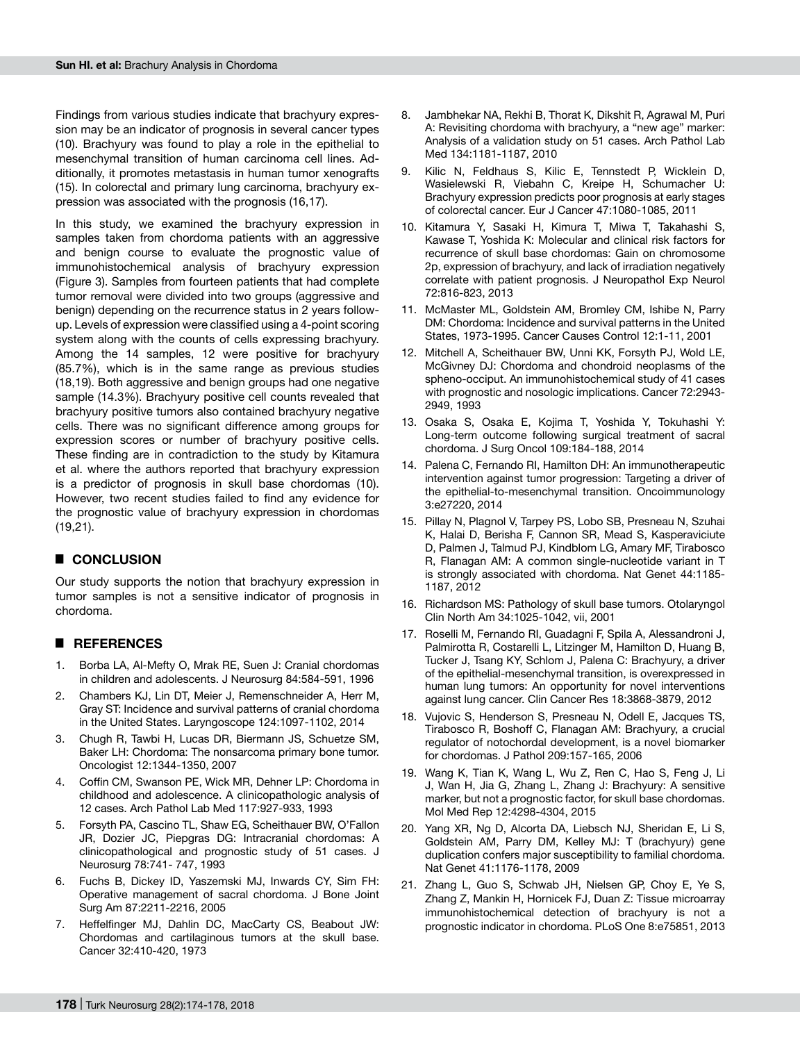Findings from various studies indicate that brachyury expression may be an indicator of prognosis in several cancer types (10). Brachyury was found to play a role in the epithelial to mesenchymal transition of human carcinoma cell lines. Additionally, it promotes metastasis in human tumor xenografts (15). In colorectal and primary lung carcinoma, brachyury expression was associated with the prognosis (16,17).

In this study, we examined the brachyury expression in samples taken from chordoma patients with an aggressive and benign course to evaluate the prognostic value of immunohistochemical analysis of brachyury expression (Figure 3). Samples from fourteen patients that had complete tumor removal were divided into two groups (aggressive and benign) depending on the recurrence status in 2 years follow-up. Levels of expression were classified using a 4-point scoring system along with the counts of cells expressing brachyury. Among the 14 samples, 12 were positive for brachyury (85.7%), which is in the same range as previous studies (18,19). Both aggressive and benign groups had one negative sample (14.3%). Brachyury positive cell counts revealed that brachyury positive tumors also contained brachyury negative cells. There was no significant difference among groups for expression scores or number of brachyury positive cells. These finding are in contradiction to the study by Kitamura et al. where the authors reported that brachyury expression is a predictor of prognosis in skull base chordomas (10). However, two recent studies failed to find any evidence for the prognostic value of brachyury expression in chordomas (19,21).

## ■ CONCLUSION

Our study supports the notion that brachyury expression in tumor samples is not a sensitive indicator of prognosis in chordoma.

## ■ REFERENCES

1. Borba LA, Al-Mefty O, Mrak RE, Suen J: Cranial chordomas in children and adolescents. J Neurosurg 84:584-591, 1996
2. Chambers KJ, Lin DT, Meier J, Remenschneider A, Herr M, Gray ST: Incidence and survival patterns of cranial chordoma in the United States. Laryngoscope 124:1097-1102, 2014
3. Chugh R, Tawbi H, Lucas DR, Biermann JS, Schuetze SM, Baker LH: Chordoma: The nonsarcoma primary bone tumor. Oncologist 12:1344-1350, 2007
4. Coffin CM, Swanson PE, Wick MR, Dehner LP: Chordoma in childhood and adolescence. A clinicopathologic analysis of 12 cases. Arch Pathol Lab Med 117:927-933, 1993
5. Forsyth PA, Cascino TL, Shaw EG, Scheithauer BW, O'Fallon JR, Dozier JC, Piepgras DG: Intracranial chordomas: A clinicopathological and prognostic study of 51 cases. J Neurosurg 78:741- 747, 1993
6. Fuchs B, Dickey ID, Yaszemski MJ, Inwards CY, Sim FH: Operative management of sacral chordoma. J Bone Joint Surg Am 87:2211-2216, 2005
7. Heffelfinger MJ, Dahlin DC, MacCarty CS, Beabout JW: Chordomas and cartilaginous tumors at the skull base. Cancer 32:410-420, 1973
8. Jambhekar NA, Rekhi B, Thorat K, Dikshit R, Agrawal M, Puri A: Revisiting chordoma with brachyury, a "new age" marker: Analysis of a validation study on 51 cases. Arch Pathol Lab Med 134:1181-1187, 2010
9. Kilic N, Feldhaus S, Kilic E, Tennstedt P, Wicklein D, Wasielewski R, Viebahn C, Kreipe H, Schumacher U: Brachyury expression predicts poor prognosis at early stages of colorectal cancer. Eur J Cancer 47:1080-1085, 2011
10. Kitamura Y, Sasaki H, Kimura T, Miwa T, Takahashi S, Kawase T, Yoshida K: Molecular and clinical risk factors for recurrence of skull base chordomas: Gain on chromosome 2p, expression of brachyury, and lack of irradiation negatively correlate with patient prognosis. J Neuropathol Exp Neurol 72:816-823, 2013
11. McMaster ML, Goldstein AM, Bromley CM, Ishibe N, Parry DM: Chordoma: Incidence and survival patterns in the United States, 1973-1995. Cancer Causes Control 12:1-11, 2001
12. Mitchell A, Scheithauer BW, Unni KK, Forsyth PJ, Wold LE, McGivney DJ: Chordoma and chondroid neoplasms of the spheno-occiput. An immunohistochemical study of 41 cases with prognostic and nosologic implications. Cancer 72:2943-2949, 1993
13. Osaka S, Osaka E, Kojima T, Yoshida Y, Tokuhashi Y: Long-term outcome following surgical treatment of sacral chordoma. J Surg Oncol 109:184-188, 2014
14. Palena C, Fernando RI, Hamilton DH: An immunotherapeutic intervention against tumor progression: Targeting a driver of the epithelial-to-mesenchymal transition. Oncoimmunology 3:e27220, 2014
15. Pillay N, Plagnol V, Tarpey PS, Lobo SB, Presneau N, Szuhai K, Halai D, Berisha F, Cannon SR, Mead S, Kasperaviciute D, Palmen J, Talmud PJ, Kindblom LG, Amary MF, Tirabosco R, Flanagan AM: A common single-nucleotide variant in T is strongly associated with chordoma. Nat Genet 44:1185-1187, 2012
16. Richardson MS: Pathology of skull base tumors. Otolaryngol Clin North Am 34:1025-1042, vii, 2001
17. Roselli M, Fernando RI, Guadagni F, Spila A, Alessandroni J, Palmirotta R, Costarelli L, Litzinger M, Hamilton D, Huang B, Tucker J, Tsang KY, Schlom J, Palena C: Brachyury, a driver of the epithelial-mesenchymal transition, is overexpressed in human lung tumors: An opportunity for novel interventions against lung cancer. Clin Cancer Res 18:3868-3879, 2012
18. Vujovic S, Henderson S, Presneau N, Odell E, Jacques TS, Tirabosco R, Boshoff C, Flanagan AM: Brachyury, a crucial regulator of notochordal development, is a novel biomarker for chordomas. J Pathol 209:157-165, 2006
19. Wang K, Tian K, Wang L, Wu Z, Ren C, Hao S, Feng J, Li J, Wan H, Jia G, Zhang L, Zhang J: Brachyury: A sensitive marker, but not a prognostic factor, for skull base chordomas. Mol Med Rep 12:4298-4304, 2015
20. Yang XR, Ng D, Alcorta DA, Liebsch NJ, Sheridan E, Li S, Goldstein AM, Parry DM, Kelley MJ: T (brachyury) gene duplication confers major susceptibility to familial chordoma. Nat Genet 41:1176-1178, 2009
21. Zhang L, Guo S, Schwab JH, Nielsen GP, Choy E, Ye S, Zhang Z, Mankin H, Hornicek FJ, Duan Z: Tissue microarray immunohistochemical detection of brachyury is not a prognostic indicator in chordoma. PLoS One 8:e75851, 2013